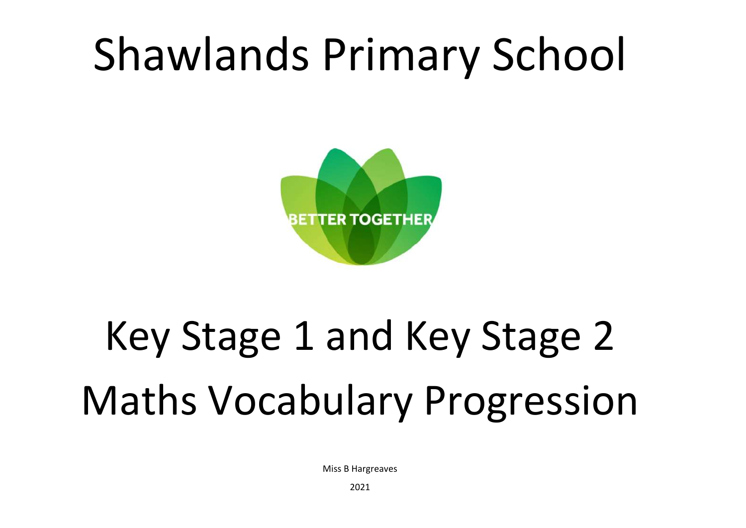# Shawlands Primary School

# Key Stage 1 and Key Stage 2 Maths Vocabulary Progression

Miss B Hargreaves

2021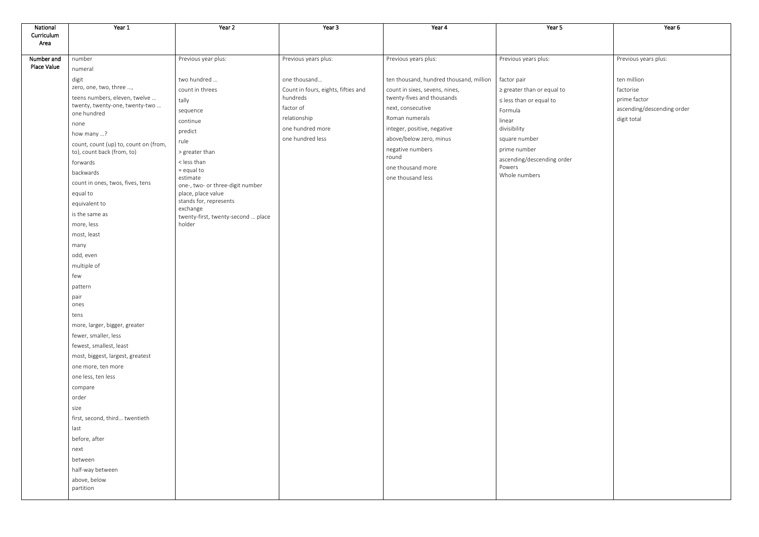| National Curriculum Area | Year 1 | Year 2 | Year 3 | Year 4 | Year 5 | Year 6 |
|---|---|---|---|---|---|---|
| Number and Place Value | number<br>numeral<br>digit<br>zero, one, two, three …,<br>teens numbers, eleven, twelve …<br>twenty, twenty-one, twenty-two …<br>one hundred<br>none<br>how many …?<br>count, count (up) to, count on (from, to), count back (from, to)<br>forwards<br>backwards<br>count in ones, twos, fives, tens<br>equal to<br>equivalent to<br>is the same as<br>more, less<br>most, least<br>many<br>odd, even<br>multiple of<br>few<br>pattern<br>pair<br>ones<br>tens<br>more, larger, bigger, greater<br>fewer, smaller, less<br>fewest, smallest, least<br>most, biggest, largest, greatest<br>one more, ten more<br>one less, ten less<br>compare<br>order<br>size<br>first, second, third… twentieth<br>last<br>before, after<br>next<br>between<br>half-way between<br>above, below<br>partition | Previous year plus:<br><br>two hundred …<br>count in threes<br>tally<br>sequence<br>continue<br>predict<br>rule<br>> greater than<br>< less than<br>= equal to<br>estimate<br>one-, two- or three-digit number<br>place, place value<br>stands for, represents<br>exchange<br>twenty-first, twenty-second … place holder | Previous years plus:<br><br>one thousand…<br>Count in fours, eights, fifties and hundreds<br>factor of<br>relationship<br>one hundred more<br>one hundred less | Previous years plus:<br><br>ten thousand, hundred thousand, million<br>count in sixes, sevens, nines, twenty-fives and thousands<br>next, consecutive<br>Roman numerals<br>integer, positive, negative<br>above/below zero, minus<br>negative numbers<br>round<br>one thousand more<br>one thousand less | Previous years plus:<br><br>factor pair<br>≥ greater than or equal to<br>≤ less than or equal to<br>Formula<br>linear<br>divisibility<br>square number<br>prime number<br>ascending/descending order<br>Powers<br>Whole numbers | Previous years plus:<br><br>ten million<br>factorise<br>prime factor<br>ascending/descending order<br>digit total |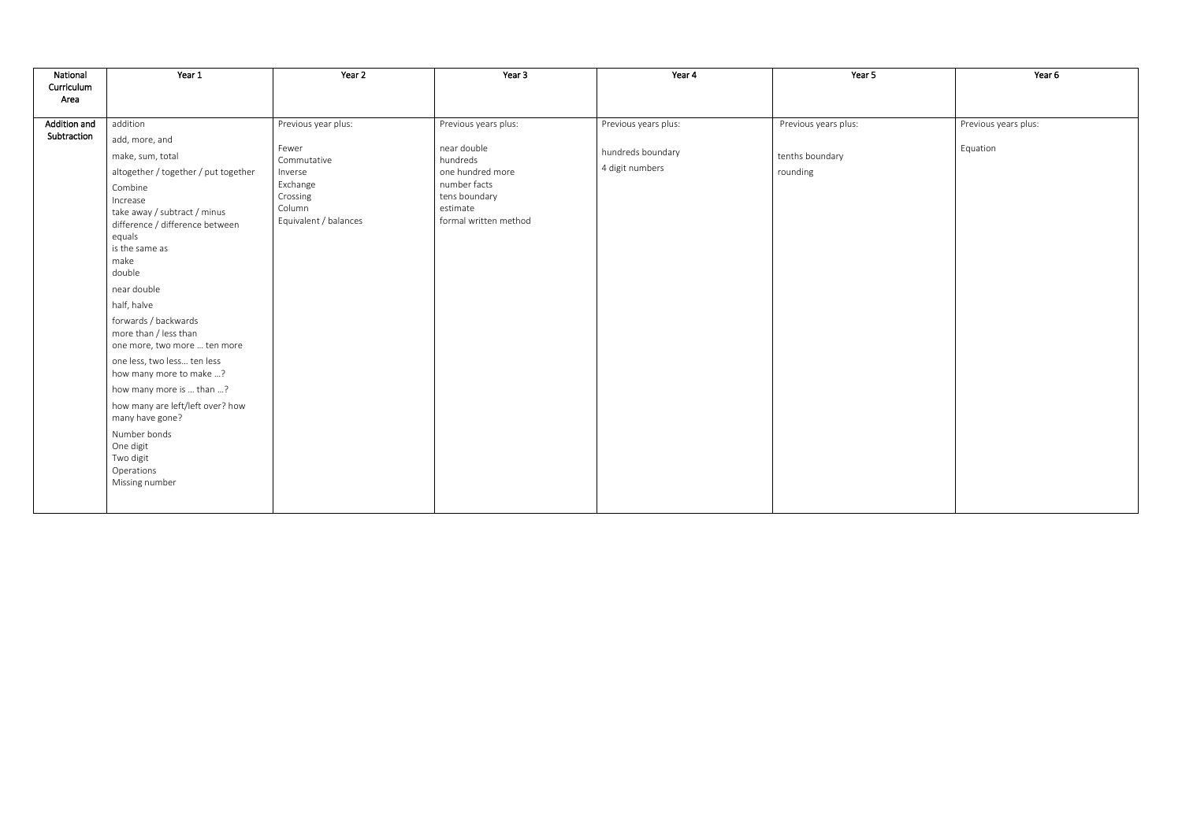| National Curriculum Area | Year 1 | Year 2 | Year 3 | Year 4 | Year 5 | Year 6 |
|---|---|---|---|---|---|---|
| **Addition and Subtraction** | addition<br>add, more, and<br>make, sum, total<br>altogether / together / put together<br>Combine<br>Increase<br>take away / subtract / minus<br>difference / difference between<br>equals<br>is the same as<br>make<br>double<br>near double<br>half, halve<br>forwards / backwards<br>more than / less than<br>one more, two more … ten more<br>one less, two less… ten less<br>how many more to make …?<br>how many more is … than …?<br>how many are left/left over? how many have gone?<br>Number bonds<br>One digit<br>Two digit<br>Operations<br>Missing number | Previous year plus:<br>Fewer<br>Commutative<br>Inverse<br>Exchange<br>Crossing<br>Column<br>Equivalent / balances | Previous years plus:<br>near double<br>hundreds<br>one hundred more<br>number facts<br>tens boundary<br>estimate<br>formal written method | Previous years plus:<br>hundreds boundary<br>4 digit numbers | Previous years plus:<br>tenths boundary<br>rounding | Previous years plus:<br>Equation |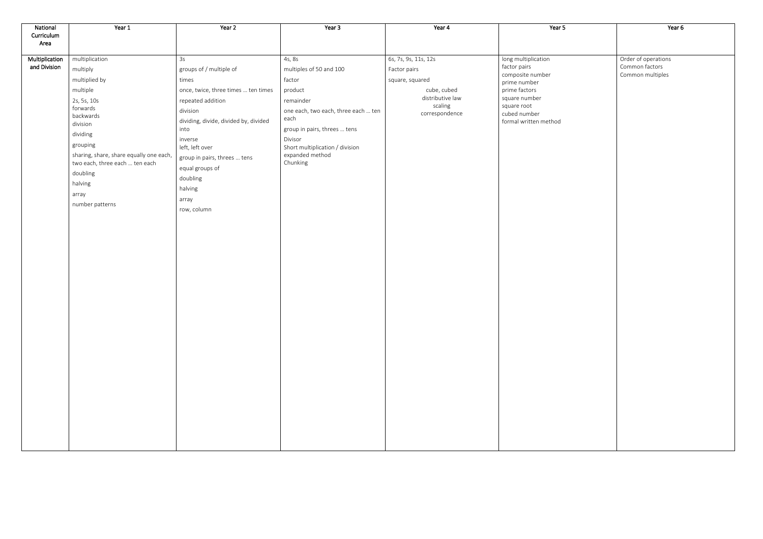| National Curriculum Area | Year 1 | Year 2 | Year 3 | Year 4 | Year 5 | Year 6 |
|---|---|---|---|---|---|---|
| **Multiplication and Division** | multiplication<br>multiply<br>multiplied by<br>multiple<br>2s, 5s, 10s<br>forwards<br>backwards<br>division<br>dividing<br>grouping<br>sharing, share, share equally one each, two each, three each … ten each<br>doubling<br>halving<br>array<br>number patterns | 3s<br>groups of / multiple of<br>times<br>once, twice, three times … ten times<br>repeated addition<br>division<br>dividing, divide, divided by, divided into<br>inverse<br>left, left over<br>group in pairs, threes … tens<br>equal groups of<br>doubling<br>halving<br>array<br>row, column | 4s, 8s<br>multiples of 50 and 100<br>factor<br>product<br>remainder<br>one each, two each, three each … ten each<br>group in pairs, threes … tens<br>Divisor<br>Short multiplication / division<br>expanded method<br>Chunking | 6s, 7s, 9s, 11s, 12s<br>Factor pairs<br>square, squared<br>cube, cubed<br>distributive law<br>scaling<br>correspondence | long multiplication<br>factor pairs<br>composite number<br>prime number<br>prime factors<br>square number<br>square root<br>cubed number<br>formal written method | Order of operations<br>Common factors<br>Common multiples |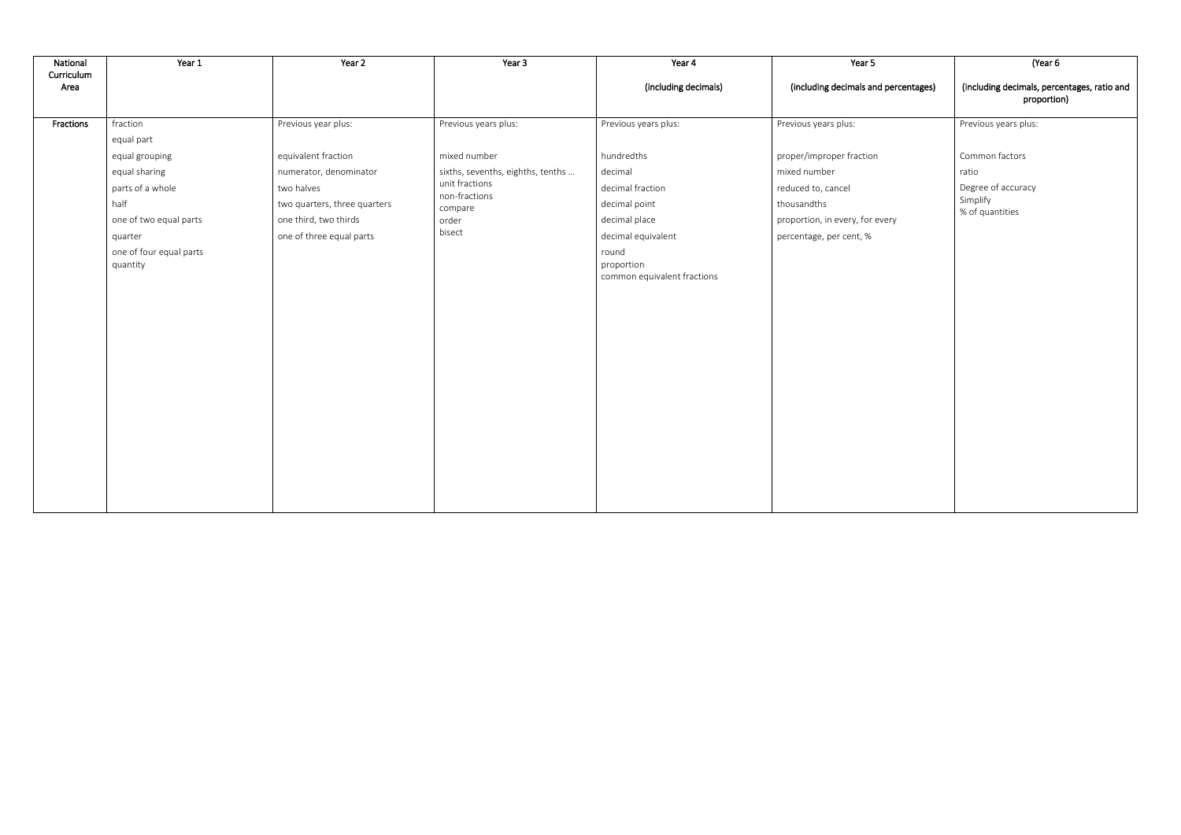| National Curriculum Area | Year 1 | Year 2 | Year 3 | Year 4<br><br>(including decimals) | Year 5<br><br>(including decimals and percentages) | (Year 6<br><br>(including decimals, percentages, ratio and proportion) |
|---|---|---|---|---|---|---|
| **Fractions** | fraction<br>equal part<br>equal grouping<br>equal sharing<br>parts of a whole<br>half<br>one of two equal parts<br>quarter<br>one of four equal parts<br>quantity | Previous year plus:<br><br>equivalent fraction<br>numerator, denominator<br>two halves<br>two quarters, three quarters<br>one third, two thirds<br>one of three equal parts | Previous years plus:<br><br>mixed number<br>sixths, sevenths, eighths, tenths …<br>unit fractions<br>non-fractions<br>compare<br>order<br>bisect | Previous years plus:<br><br>hundredths<br>decimal<br>decimal fraction<br>decimal point<br>decimal place<br>decimal equivalent<br>round<br>proportion<br>common equivalent fractions | Previous years plus:<br><br>proper/improper fraction<br>mixed number<br>reduced to, cancel<br>thousandths<br>proportion, in every, for every<br>percentage, per cent, % | Previous years plus:<br><br>Common factors<br>ratio<br>Degree of accuracy<br>Simplify<br>% of quantities |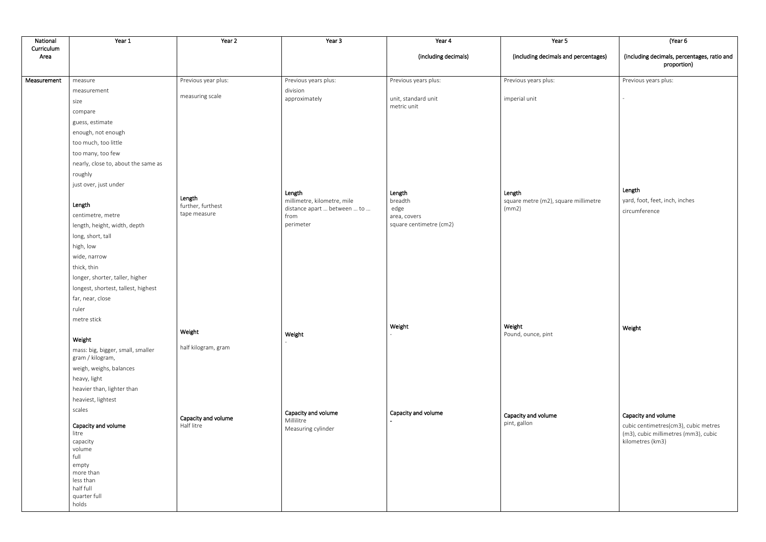| National Curriculum Area | Year 1 | Year 2 | Year 3 | Year 4<br><br>(including decimals) | Year 5<br><br>(including decimals and percentages) | (Year 6<br><br>(including decimals, percentages, ratio and proportion) |
|---|---|---|---|---|---|---|
| **Measurement** | measure<br>measurement<br>size<br>compare<br>guess, estimate<br>enough, not enough<br>too much, too little<br>too many, too few<br>nearly, close to, about the same as<br>roughly<br>just over, just under | Previous year plus:<br><br>measuring scale | Previous years plus:<br>division<br>approximately | Previous years plus:<br><br>unit, standard unit<br>metric unit | Previous years plus:<br><br>imperial unit | Previous years plus:<br><br>- |
| | **Length**<br>centimetre, metre<br>length, height, width, depth<br>long, short, tall<br>high, low<br>wide, narrow<br>thick, thin<br>longer, shorter, taller, higher<br>longest, shortest, tallest, highest<br>far, near, close<br>ruler<br>metre stick | **Length**<br>further, furthest<br>tape measure | **Length**<br>millimetre, kilometre, mile<br>distance apart … between … to … from<br>perimeter | **Length**<br>breadth<br>edge<br>area, covers<br>square centimetre (cm2) | **Length**<br>square metre (m2), square millimetre (mm2) | **Length**<br>yard, foot, feet, inch, inches<br>circumference |
| | **Weight**<br>mass: big, bigger, small, smaller<br>gram / kilogram,<br>weigh, weighs, balances<br>heavy, light<br>heavier than, lighter than<br>heaviest, lightest<br>scales | **Weight**<br><br>half kilogram, gram | **Weight**<br>- | **Weight**<br>- | **Weight**<br>Pound, ounce, pint | **Weight** |
| | **Capacity and volume**<br>litre<br>capacity<br>volume<br>full<br>empty<br>more than<br>less than<br>half full<br>quarter full<br>holds | **Capacity and volume**<br>Half litre | **Capacity and volume**<br>Millilitre<br>Measuring cylinder | **Capacity and volume**<br>- | **Capacity and volume**<br>pint, gallon | **Capacity and volume**<br>cubic centimetres(cm3), cubic metres (m3), cubic millimetres (mm3), cubic kilometres (km3) |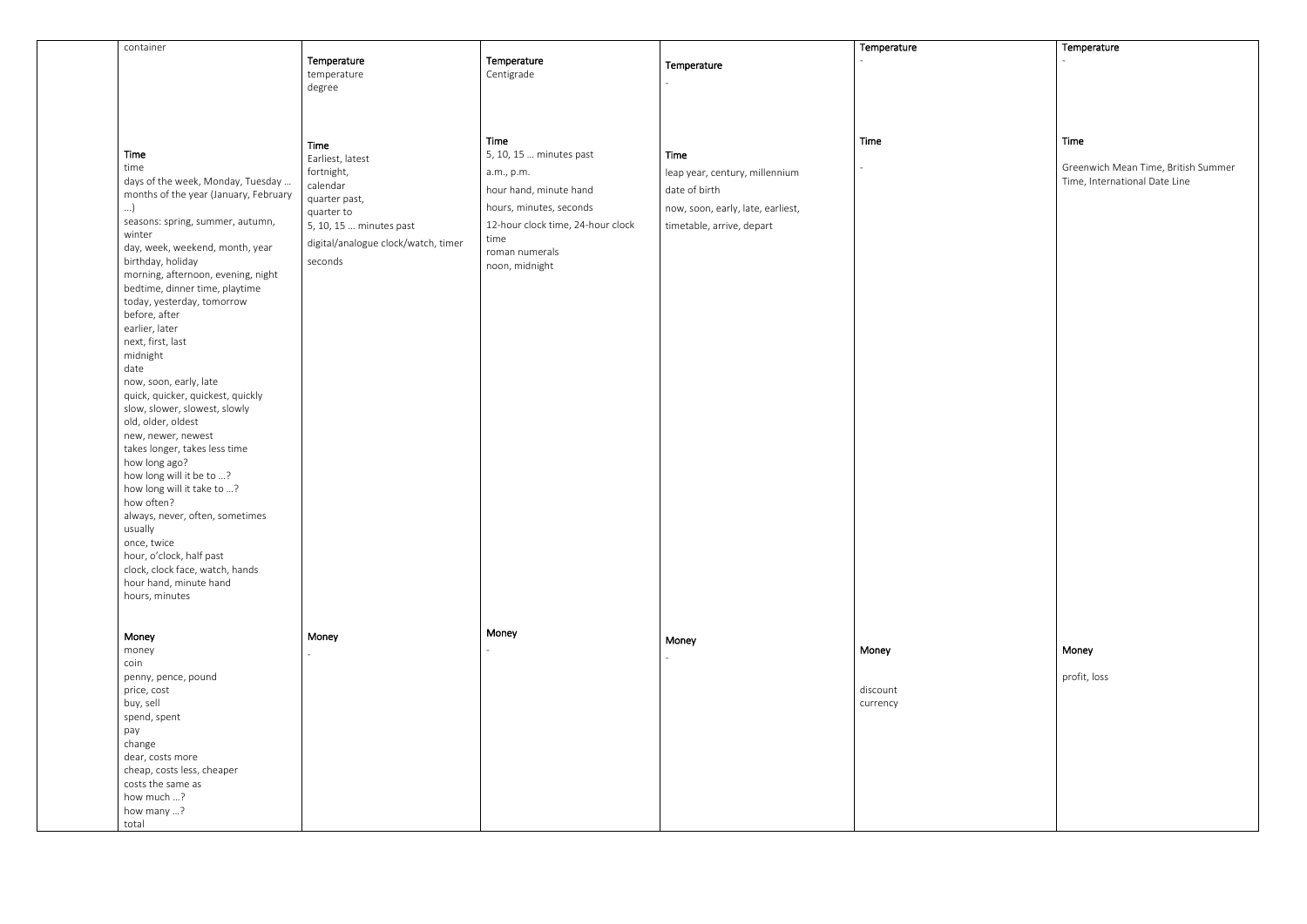| | | | | | | |
|---|---|---|---|---|---|---|
| | container | | | | | |
| | | **Temperature**<br>temperature<br>degree | **Temperature**<br>Centigrade | **Temperature**<br>- | **Temperature**<br>- | **Temperature**<br>- |
| | **Time**<br>time<br>days of the week, Monday, Tuesday …<br>months of the year (January, February …)<br>seasons: spring, summer, autumn, winter<br>day, week, weekend, month, year<br>birthday, holiday<br>morning, afternoon, evening, night<br>bedtime, dinner time, playtime<br>today, yesterday, tomorrow<br>before, after<br>earlier, later<br>next, first, last<br>midnight<br>date<br>now, soon, early, late<br>quick, quicker, quickest, quickly<br>slow, slower, slowest, slowly<br>old, older, oldest<br>new, newer, newest<br>takes longer, takes less time<br>how long ago?<br>how long will it be to …?<br>how long will it take to …?<br>how often?<br>always, never, often, sometimes<br>usually<br>once, twice<br>hour, o'clock, half past<br>clock, clock face, watch, hands<br>hour hand, minute hand<br>hours, minutes | **Time**<br>Earliest, latest<br>fortnight,<br>calendar<br>quarter past,<br>quarter to<br>5, 10, 15 … minutes past<br>digital/analogue clock/watch, timer<br>seconds | **Time**<br>5, 10, 15 … minutes past<br>a.m., p.m.<br>hour hand, minute hand<br>hours, minutes, seconds<br>12-hour clock time, 24-hour clock time<br>roman numerals<br>noon, midnight | **Time**<br>leap year, century, millennium<br>date of birth<br>now, soon, early, late, earliest,<br>timetable, arrive, depart | **Time**<br>- | **Time**<br>Greenwich Mean Time, British Summer Time, International Date Line |
| | **Money**<br>money<br>coin<br>penny, pence, pound<br>price, cost<br>buy, sell<br>spend, spent<br>pay<br>change<br>dear, costs more<br>cheap, costs less, cheaper<br>costs the same as<br>how much …?<br>how many …?<br>total | **Money**<br>- | **Money**<br>- | **Money**<br>- | **Money**<br>discount<br>currency | **Money**<br>profit, loss |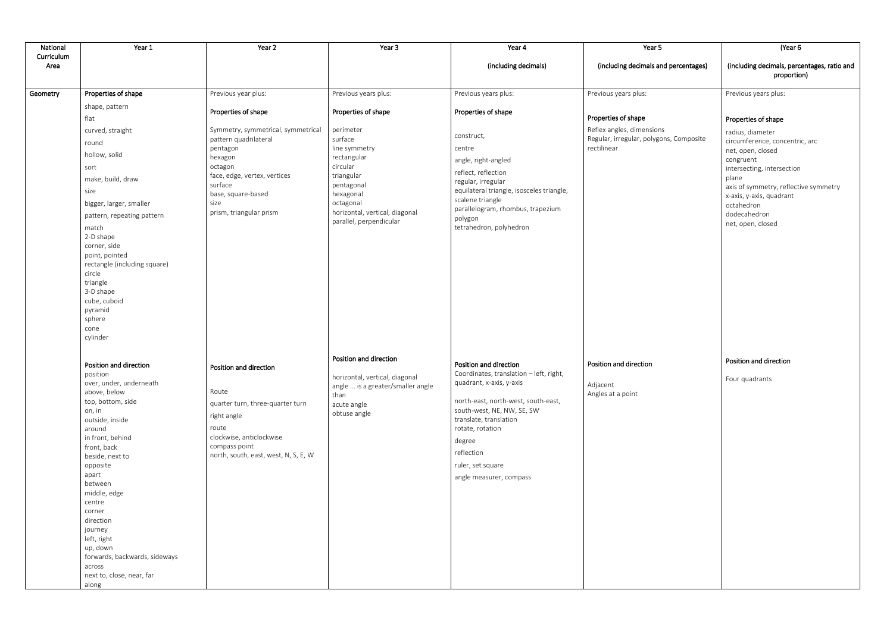| National Curriculum Area | Year 1 | Year 2 | Year 3 | Year 4<br><br>(including decimals) | Year 5<br><br>(including decimals and percentages) | (Year 6<br><br>(including decimals, percentages, ratio and proportion) |
|---|---|---|---|---|---|---|
| Geometry | **Properties of shape**<br>shape, pattern<br>flat<br>curved, straight<br>round<br>hollow, solid<br>sort<br>make, build, draw<br>size<br>bigger, larger, smaller<br>pattern, repeating pattern<br>match<br>2-D shape<br>corner, side<br>point, pointed<br>rectangle (including square)<br>circle<br>triangle<br>3-D shape<br>cube, cuboid<br>pyramid<br>sphere<br>cone<br>cylinder | Previous year plus:<br><br>**Properties of shape**<br><br>Symmetry, symmetrical, symmetrical pattern quadrilateral<br>pentagon<br>hexagon<br>octagon<br>face, edge, vertex, vertices<br>surface<br>base, square-based<br>size<br>prism, triangular prism | Previous years plus:<br><br>**Properties of shape**<br><br>perimeter<br>surface<br>line symmetry<br>rectangular<br>circular<br>triangular<br>pentagonal<br>hexagonal<br>octagonal<br>horizontal, vertical, diagonal<br>parallel, perpendicular | Previous years plus:<br><br>**Properties of shape**<br><br>construct,<br>centre<br>angle, right-angled<br>reflect, reflection<br>regular, irregular<br>equilateral triangle, isosceles triangle, scalene triangle<br>parallelogram, rhombus, trapezium<br>polygon<br>tetrahedron, polyhedron | Previous years plus:<br><br>**Properties of shape**<br>Reflex angles, dimensions<br>Regular, irregular, polygons, Composite rectilinear | Previous years plus:<br><br>**Properties of shape**<br>radius, diameter<br>circumference, concentric, arc<br>net, open, closed<br>congruent<br>intersecting, intersection<br>plane<br>axis of symmetry, reflective symmetry<br>x-axis, y-axis, quadrant<br>octahedron<br>dodecahedron<br>net, open, closed |
| | **Position and direction**<br>position<br>over, under, underneath<br>above, below<br>top, bottom, side<br>on, in<br>outside, inside<br>around<br>in front, behind<br>front, back<br>beside, next to<br>opposite<br>apart<br>between<br>middle, edge<br>centre<br>corner<br>direction<br>journey<br>left, right<br>up, down<br>forwards, backwards, sideways<br>across<br>next to, close, near, far<br>along | **Position and direction**<br><br>Route<br>quarter turn, three-quarter turn<br>right angle<br>route<br>clockwise, anticlockwise<br>compass point<br>north, south, east, west, N, S, E, W | **Position and direction**<br><br>horizontal, vertical, diagonal<br>angle … is a greater/smaller angle than<br>acute angle<br>obtuse angle | **Position and direction**<br>Coordinates, translation – left, right, quadrant, x-axis, y-axis<br><br>north-east, north-west, south-east, south-west, NE, NW, SE, SW<br>translate, translation<br>rotate, rotation<br>degree<br>reflection<br>ruler, set square<br>angle measurer, compass | **Position and direction**<br><br>Adjacent<br>Angles at a point | **Position and direction**<br><br>Four quadrants |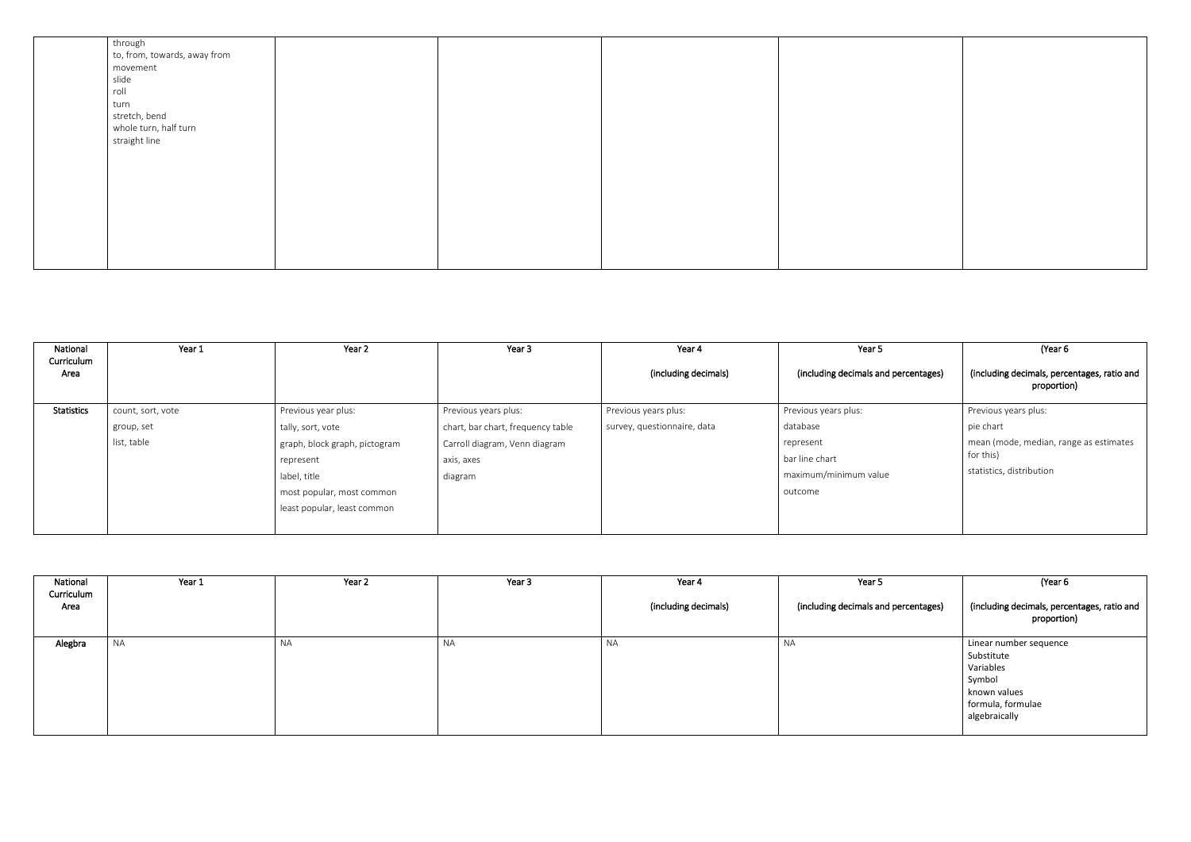| | | | | | | |
|---|---|---|---|---|---|---|
| | through<br>to, from, towards, away from<br>movement<br>slide<br>roll<br>turn<br>stretch, bend<br>whole turn, half turn<br>straight line | | | | | |

| National Curriculum Area | Year 1 | Year 2 | Year 3 | Year 4<br><br>(including decimals) | Year 5<br><br>(including decimals and percentages) | (Year 6<br><br>(including decimals, percentages, ratio and proportion) |
|---|---|---|---|---|---|---|
| **Statistics** | count, sort, vote<br>group, set<br>list, table | Previous year plus:<br>tally, sort, vote<br>graph, block graph, pictogram<br>represent<br>label, title<br>most popular, most common<br>least popular, least common | Previous years plus:<br>chart, bar chart, frequency table<br>Carroll diagram, Venn diagram<br>axis, axes<br>diagram | Previous years plus:<br>survey, questionnaire, data | Previous years plus:<br>database<br>represent<br>bar line chart<br>maximum/minimum value<br>outcome | Previous years plus:<br>pie chart<br>mean (mode, median, range as estimates for this)<br>statistics, distribution |

| National Curriculum Area | Year 1 | Year 2 | Year 3 | Year 4<br><br>(including decimals) | Year 5<br><br>(including decimals and percentages) | (Year 6<br><br>(including decimals, percentages, ratio and proportion) |
|---|---|---|---|---|---|---|
| **Alegbra** | NA | NA | NA | NA | NA | Linear number sequence<br>Substitute<br>Variables<br>Symbol<br>known values<br>formula, formulae<br>algebraically |